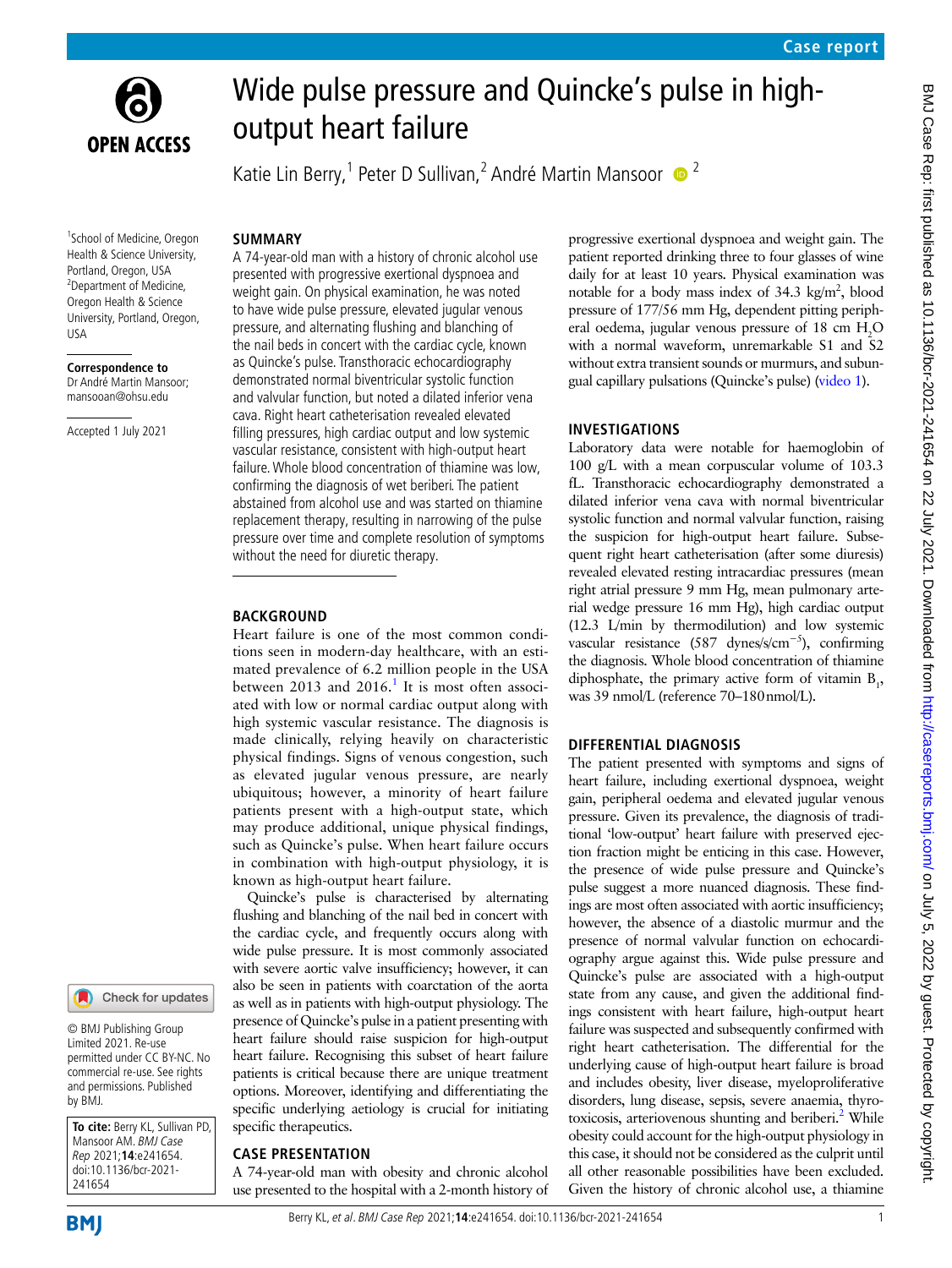Case report

# Wide pulse pressure and Quincke's pulse in high-output heart failure

Katie Lin Berry,[1] Peter D Sullivan,[2] André Martin Mansoor[2]

[1]School of Medicine, Oregon Health & Science University, Portland, Oregon, USA
[2]Department of Medicine, Oregon Health & Science University, Portland, Oregon, USA

**Correspondence to**
Dr André Martin Mansoor; mansooan@ohsu.edu

Accepted 1 July 2021

© BMJ Publishing Group Limited 2021. Re-use permitted under CC BY-NC. No commercial re-use. See rights and permissions. Published by BMJ.

**To cite:** Berry KL, Sullivan PD, Mansoor AM. *BMJ Case Rep* 2021;**14**:e241654. doi:10.1136/bcr-2021-241654

## SUMMARY

A 74-year-old man with a history of chronic alcohol use presented with progressive exertional dyspnoea and weight gain. On physical examination, he was noted to have wide pulse pressure, elevated jugular venous pressure, and alternating flushing and blanching of the nail beds in concert with the cardiac cycle, known as Quincke's pulse. Transthoracic echocardiography demonstrated normal biventricular systolic function and valvular function, but noted a dilated inferior vena cava. Right heart catheterisation revealed elevated filling pressures, high cardiac output and low systemic vascular resistance, consistent with high-output heart failure. Whole blood concentration of thiamine was low, confirming the diagnosis of wet beriberi. The patient abstained from alcohol use and was started on thiamine replacement therapy, resulting in narrowing of the pulse pressure over time and complete resolution of symptoms without the need for diuretic therapy.

## BACKGROUND

Heart failure is one of the most common conditions seen in modern-day healthcare, with an estimated prevalence of 6.2 million people in the USA between 2013 and 2016.[1] It is most often associated with low or normal cardiac output along with high systemic vascular resistance. The diagnosis is made clinically, relying heavily on characteristic physical findings. Signs of venous congestion, such as elevated jugular venous pressure, are nearly ubiquitous; however, a minority of heart failure patients present with a high-output state, which may produce additional, unique physical findings, such as Quincke's pulse. When heart failure occurs in combination with high-output physiology, it is known as high-output heart failure.

Quincke's pulse is characterised by alternating flushing and blanching of the nail bed in concert with the cardiac cycle, and frequently occurs along with wide pulse pressure. It is most commonly associated with severe aortic valve insufficiency; however, it can also be seen in patients with coarctation of the aorta as well as in patients with high-output physiology. The presence of Quincke's pulse in a patient presenting with heart failure should raise suspicion for high-output heart failure. Recognising this subset of heart failure patients is critical because there are unique treatment options. Moreover, identifying and differentiating the specific underlying aetiology is crucial for initiating specific therapeutics.

## CASE PRESENTATION

A 74-year-old man with obesity and chronic alcohol use presented to the hospital with a 2-month history of progressive exertional dyspnoea and weight gain. The patient reported drinking three to four glasses of wine daily for at least 10 years. Physical examination was notable for a body mass index of 34.3 kg/m$^2$, blood pressure of 177/56 mm Hg, dependent pitting peripheral oedema, jugular venous pressure of 18 cm $H_2O$ with a normal waveform, unremarkable S1 and S2 without extra transient sounds or murmurs, and subungual capillary pulsations (Quincke's pulse) (video 1).

## INVESTIGATIONS

Laboratory data were notable for haemoglobin of 100 g/L with a mean corpuscular volume of 103.3 fL. Transthoracic echocardiography demonstrated a dilated inferior vena cava with normal biventricular systolic function and normal valvular function, raising the suspicion for high-output heart failure. Subsequent right heart catheterisation (after some diuresis) revealed elevated resting intracardiac pressures (mean right atrial pressure 9 mm Hg, mean pulmonary arterial wedge pressure 16 mm Hg), high cardiac output (12.3 L/min by thermodilution) and low systemic vascular resistance (587 dynes/s/cm$^{-5}$), confirming the diagnosis. Whole blood concentration of thiamine diphosphate, the primary active form of vitamin $B_1$, was 39 nmol/L (reference 70–180 nmol/L).

## DIFFERENTIAL DIAGNOSIS

The patient presented with symptoms and signs of heart failure, including exertional dyspnoea, weight gain, peripheral oedema and elevated jugular venous pressure. Given its prevalence, the diagnosis of traditional 'low-output' heart failure with preserved ejection fraction might be enticing in this case. However, the presence of wide pulse pressure and Quincke's pulse suggest a more nuanced diagnosis. These findings are most often associated with aortic insufficiency; however, the absence of a diastolic murmur and the presence of normal valvular function on echocardiography argue against this. Wide pulse pressure and Quincke's pulse are associated with a high-output state from any cause, and given the additional findings consistent with heart failure, high-output heart failure was suspected and subsequently confirmed with right heart catheterisation. The differential for the underlying cause of high-output heart failure is broad and includes obesity, liver disease, myeloproliferative disorders, lung disease, sepsis, severe anaemia, thyrotoxicosis, arteriovenous shunting and beriberi.[2] While obesity could account for the high-output physiology in this case, it should not be considered as the culprit until all other reasonable possibilities have been excluded. Given the history of chronic alcohol use, a thiamine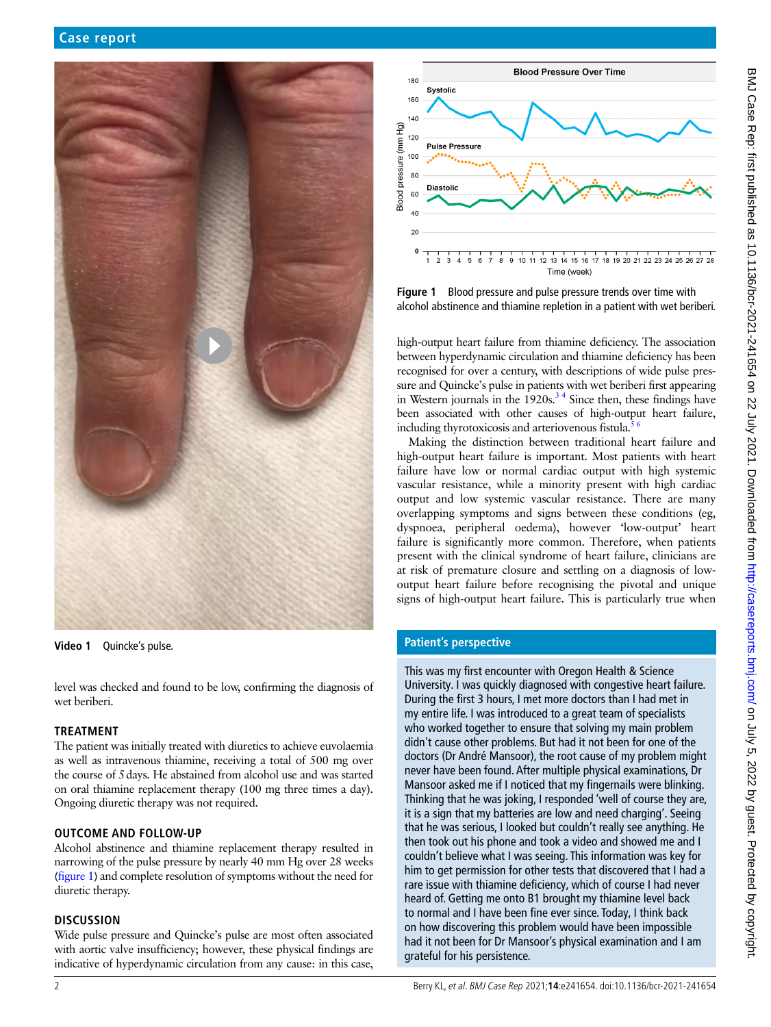Video 1 Quincke's pulse.

level was checked and found to be low, confirming the diagnosis of wet beriberi.

## TREATMENT

The patient was initially treated with diuretics to achieve euvolaemia as well as intravenous thiamine, receiving a total of 500 mg over the course of 5 days. He abstained from alcohol use and was started on oral thiamine replacement therapy (100 mg three times a day). Ongoing diuretic therapy was not required.

## OUTCOME AND FOLLOW-UP

Alcohol abstinence and thiamine replacement therapy resulted in narrowing of the pulse pressure by nearly 40 mm Hg over 28 weeks (figure 1) and complete resolution of symptoms without the need for diuretic therapy.

## DISCUSSION

Wide pulse pressure and Quincke's pulse are most often associated with aortic valve insufficiency; however, these physical findings are indicative of hyperdynamic circulation from any cause: in this case, high-output heart failure from thiamine deficiency. The association between hyperdynamic circulation and thiamine deficiency has been recognised for over a century, with descriptions of wide pulse pressure and Quincke's pulse in patients with wet beriberi first appearing in Western journals in the 1920s.[3,4] Since then, these findings have been associated with other causes of high-output heart failure, including thyrotoxicosis and arteriovenous fistula.[5,6]

Making the distinction between traditional heart failure and high-output heart failure is important. Most patients with heart failure have low or normal cardiac output with high systemic vascular resistance, while a minority present with high cardiac output and low systemic vascular resistance. There are many overlapping symptoms and signs between these conditions (eg, dyspnoea, peripheral oedema), however 'low-output' heart failure is significantly more common. Therefore, when patients present with the clinical syndrome of heart failure, clinicians are at risk of premature closure and settling on a diagnosis of low-output heart failure before recognising the pivotal and unique signs of high-output heart failure. This is particularly true when

Figure 1 Blood pressure and pulse pressure trends over time with alcohol abstinence and thiamine repletion in a patient with wet beriberi.

## Patient's perspective

This was my first encounter with Oregon Health & Science University. I was quickly diagnosed with congestive heart failure. During the first 3 hours, I met more doctors than I had met in my entire life. I was introduced to a great team of specialists who worked together to ensure that solving my main problem didn't cause other problems. But had it not been for one of the doctors (Dr André Mansoor), the root cause of my problem might never have been found. After multiple physical examinations, Dr Mansoor asked me if I noticed that my fingernails were blinking. Thinking that he was joking, I responded 'well of course they are, it is a sign that my batteries are low and need charging'. Seeing that he was serious, I looked but couldn't really see anything. He then took out his phone and took a video and showed me and I couldn't believe what I was seeing. This information was key for him to get permission for other tests that discovered that I had a rare issue with thiamine deficiency, which of course I had never heard of. Getting me onto B1 brought my thiamine level back to normal and I have been fine ever since. Today, I think back on how discovering this problem would have been impossible had it not been for Dr Mansoor's physical examination and I am grateful for his persistence.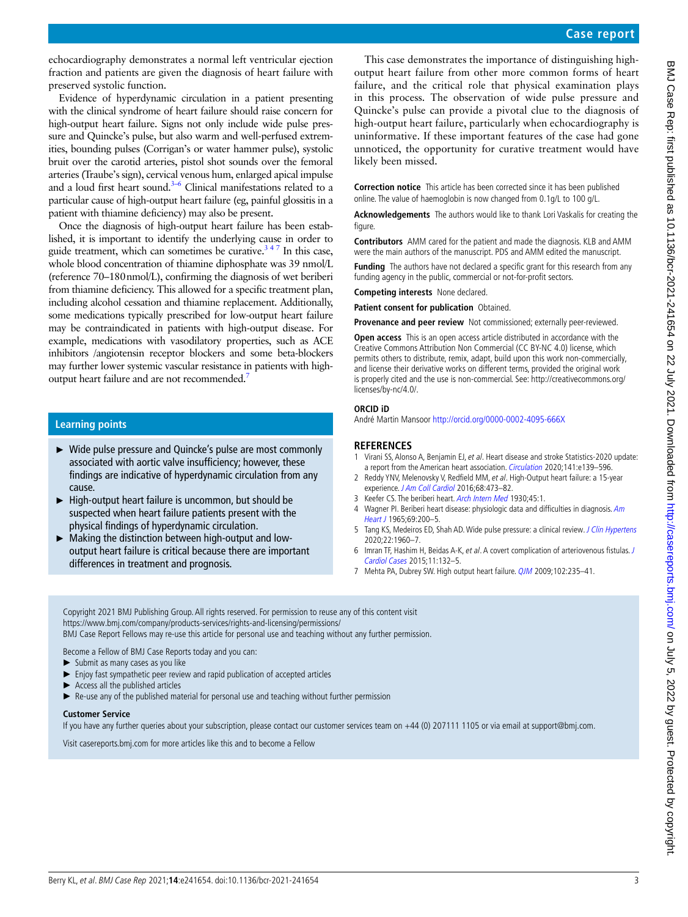echocardiography demonstrates a normal left ventricular ejection fraction and patients are given the diagnosis of heart failure with preserved systolic function.

Evidence of hyperdynamic circulation in a patient presenting with the clinical syndrome of heart failure should raise concern for high-output heart failure. Signs not only include wide pulse pressure and Quincke's pulse, but also warm and well-perfused extremities, bounding pulses (Corrigan's or water hammer pulse), systolic bruit over the carotid arteries, pistol shot sounds over the femoral arteries (Traube's sign), cervical venous hum, enlarged apical impulse and a loud first heart sound.[3–6] Clinical manifestations related to a particular cause of high-output heart failure (eg, painful glossitis in a patient with thiamine deficiency) may also be present.

Once the diagnosis of high-output heart failure has been established, it is important to identify the underlying cause in order to guide treatment, which can sometimes be curative.[3 4 7] In this case, whole blood concentration of thiamine diphosphate was 39 nmol/L (reference 70–180 nmol/L), confirming the diagnosis of wet beriberi from thiamine deficiency. This allowed for a specific treatment plan, including alcohol cessation and thiamine replacement. Additionally, some medications typically prescribed for low-output heart failure may be contraindicated in patients with high-output disease. For example, medications with vasodilatory properties, such as ACE inhibitors /angiotensin receptor blockers and some beta-blockers may further lower systemic vascular resistance in patients with high-output heart failure and are not recommended.[7]

## Learning points

- Wide pulse pressure and Quincke's pulse are most commonly associated with aortic valve insufficiency; however, these findings are indicative of hyperdynamic circulation from any cause.
- High-output heart failure is uncommon, but should be suspected when heart failure patients present with the physical findings of hyperdynamic circulation.
- Making the distinction between high-output and low-output heart failure is critical because there are important differences in treatment and prognosis.

This case demonstrates the importance of distinguishing high-output heart failure from other more common forms of heart failure, and the critical role that physical examination plays in this process. The observation of wide pulse pressure and Quincke's pulse can provide a pivotal clue to the diagnosis of high-output heart failure, particularly when echocardiography is uninformative. If these important features of the case had gone unnoticed, the opportunity for curative treatment would have likely been missed.

**Correction notice** This article has been corrected since it has been published online. The value of haemoglobin is now changed from 0.1g/L to 100 g/L.

**Acknowledgements** The authors would like to thank Lori Vaskalis for creating the figure.

**Contributors** AMM cared for the patient and made the diagnosis. KLB and AMM were the main authors of the manuscript. PDS and AMM edited the manuscript.

**Funding** The authors have not declared a specific grant for this research from any funding agency in the public, commercial or not-for-profit sectors.

**Competing interests** None declared.

**Patient consent for publication** Obtained.

**Provenance and peer review** Not commissioned; externally peer-reviewed.

**Open access** This is an open access article distributed in accordance with the Creative Commons Attribution Non Commercial (CC BY-NC 4.0) license, which permits others to distribute, remix, adapt, build upon this work non-commercially, and license their derivative works on different terms, provided the original work is properly cited and the use is non-commercial. See: http://creativecommons.org/licenses/by-nc/4.0/.

**ORCID iD**

André Martin Mansoor http://orcid.org/0000-0002-4095-666X

## REFERENCES

1. Virani SS, Alonso A, Benjamin EJ, *et al*. Heart disease and stroke Statistics-2020 update: a report from the American heart association. *Circulation* 2020;141:e139–596.
2. Reddy YNV, Melenovsky V, Redfield MM, *et al*. High-Output heart failure: a 15-year experience. *J Am Coll Cardiol* 2016;68:473–82.
3. Keefer CS. The beriberi heart. *Arch Intern Med* 1930;45:1.
4. Wagner PI. Beriberi heart disease: physiologic data and difficulties in diagnosis. *Am Heart J* 1965;69:200–5.
5. Tang KS, Medeiros ED, Shah AD. Wide pulse pressure: a clinical review. *J Clin Hypertens* 2020;22:1960–7.
6. Imran TF, Hashim H, Beidas A-K, *et al*. A covert complication of arteriovenous fistulas. *J Cardiol Cases* 2015;11:132–5.
7. Mehta PA, Dubrey SW. High output heart failure. *QJM* 2009;102:235–41.

Copyright 2021 BMJ Publishing Group. All rights reserved. For permission to reuse any of this content visit https://www.bmj.com/company/products-services/rights-and-licensing/permissions/
BMJ Case Report Fellows may re-use this article for personal use and teaching without any further permission.

Become a Fellow of BMJ Case Reports today and you can:

- Submit as many cases as you like
- Enjoy fast sympathetic peer review and rapid publication of accepted articles
- Access all the published articles
- Re-use any of the published material for personal use and teaching without further permission

**Customer Service**

If you have any further queries about your subscription, please contact our customer services team on +44 (0) 207111 1105 or via email at support@bmj.com.

Visit casereports.bmj.com for more articles like this and to become a Fellow